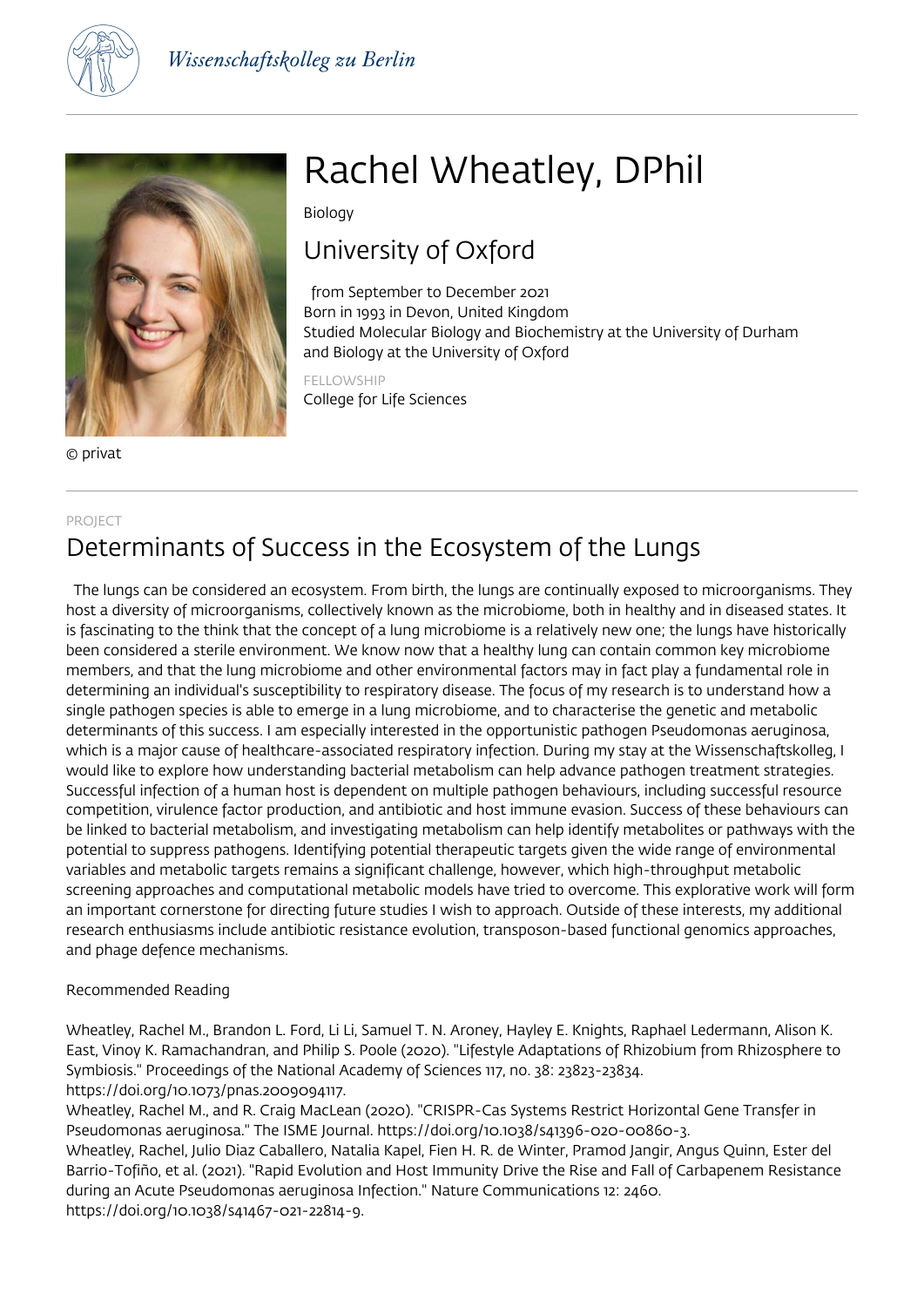Wissenschaftskolleg zu Berlin

© privat

# Rachel Wheatley, DPhil

Biology

## University of Oxford

from September to December 2021
Born in 1993 in Devon, United Kingdom
Studied Molecular Biology and Biochemistry at the University of Durham and Biology at the University of Oxford

FELLOWSHIP
College for Life Sciences

PROJECT

## Determinants of Success in the Ecosystem of the Lungs

The lungs can be considered an ecosystem. From birth, the lungs are continually exposed to microorganisms. They host a diversity of microorganisms, collectively known as the microbiome, both in healthy and in diseased states. It is fascinating to the think that the concept of a lung microbiome is a relatively new one; the lungs have historically been considered a sterile environment. We know now that a healthy lung can contain common key microbiome members, and that the lung microbiome and other environmental factors may in fact play a fundamental role in determining an individual's susceptibility to respiratory disease. The focus of my research is to understand how a single pathogen species is able to emerge in a lung microbiome, and to characterise the genetic and metabolic determinants of this success. I am especially interested in the opportunistic pathogen Pseudomonas aeruginosa, which is a major cause of healthcare-associated respiratory infection. During my stay at the Wissenschaftskolleg, I would like to explore how understanding bacterial metabolism can help advance pathogen treatment strategies. Successful infection of a human host is dependent on multiple pathogen behaviours, including successful resource competition, virulence factor production, and antibiotic and host immune evasion. Success of these behaviours can be linked to bacterial metabolism, and investigating metabolism can help identify metabolites or pathways with the potential to suppress pathogens. Identifying potential therapeutic targets given the wide range of environmental variables and metabolic targets remains a significant challenge, however, which high-throughput metabolic screening approaches and computational metabolic models have tried to overcome. This explorative work will form an important cornerstone for directing future studies I wish to approach. Outside of these interests, my additional research enthusiasms include antibiotic resistance evolution, transposon-based functional genomics approaches, and phage defence mechanisms.

Recommended Reading

Wheatley, Rachel M., Brandon L. Ford, Li Li, Samuel T. N. Aroney, Hayley E. Knights, Raphael Ledermann, Alison K. East, Vinoy K. Ramachandran, and Philip S. Poole (2020). "Lifestyle Adaptations of Rhizobium from Rhizosphere to Symbiosis." Proceedings of the National Academy of Sciences 117, no. 38: 23823-23834. https://doi.org/10.1073/pnas.2009094117.

Wheatley, Rachel M., and R. Craig MacLean (2020). "CRISPR-Cas Systems Restrict Horizontal Gene Transfer in Pseudomonas aeruginosa." The ISME Journal. https://doi.org/10.1038/s41396-020-00860-3.

Wheatley, Rachel, Julio Diaz Caballero, Natalia Kapel, Fien H. R. de Winter, Pramod Jangir, Angus Quinn, Ester del Barrio-Tofiño, et al. (2021). "Rapid Evolution and Host Immunity Drive the Rise and Fall of Carbapenem Resistance during an Acute Pseudomonas aeruginosa Infection." Nature Communications 12: 2460. https://doi.org/10.1038/s41467-021-22814-9.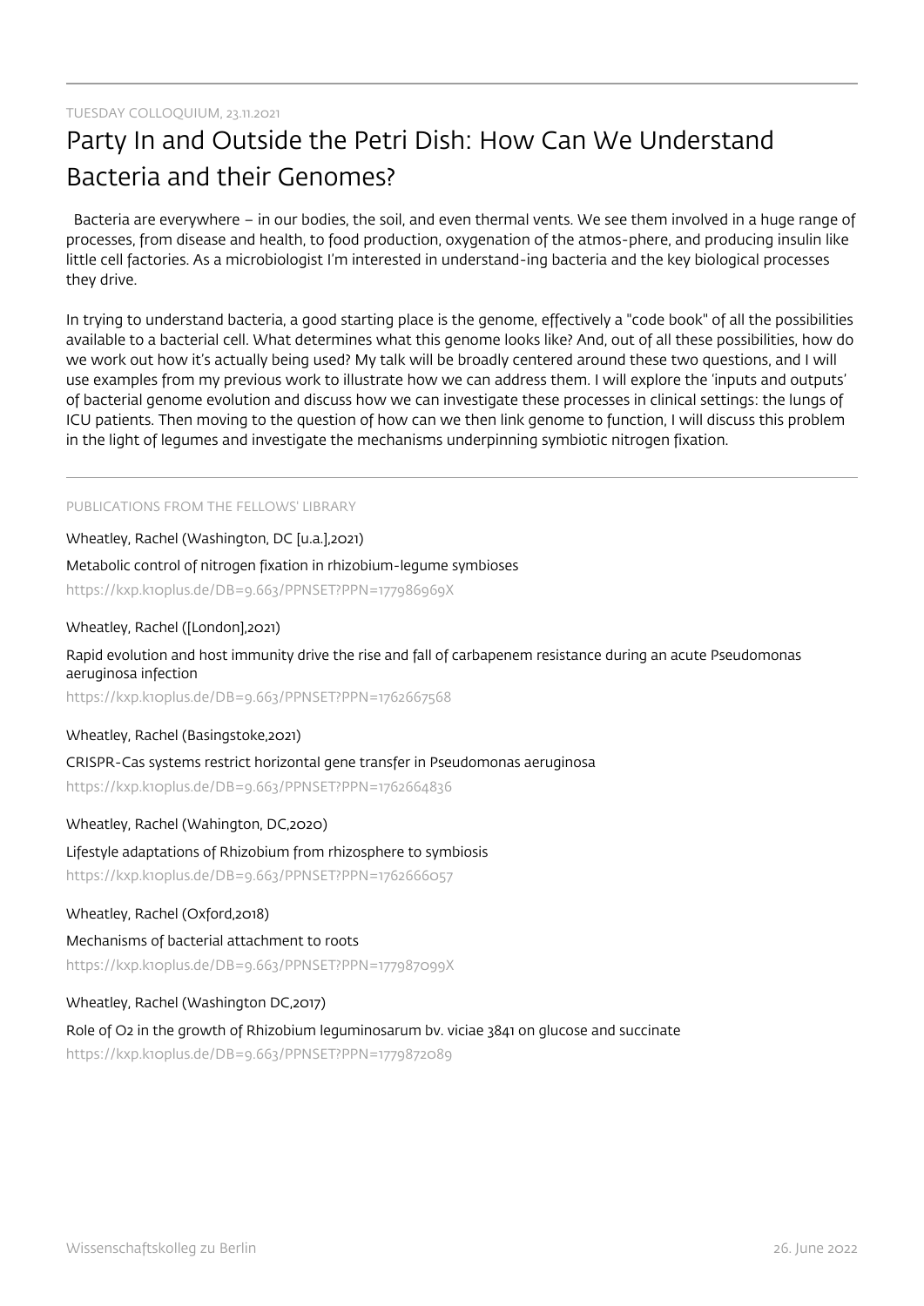TUESDAY COLLOQUIUM, 23.11.2021

# Party In and Outside the Petri Dish: How Can We Understand Bacteria and their Genomes?

Bacteria are everywhere – in our bodies, the soil, and even thermal vents. We see them involved in a huge range of processes, from disease and health, to food production, oxygenation of the atmos-phere, and producing insulin like little cell factories. As a microbiologist I'm interested in understand-ing bacteria and the key biological processes they drive.

In trying to understand bacteria, a good starting place is the genome, effectively a "code book" of all the possibilities available to a bacterial cell. What determines what this genome looks like? And, out of all these possibilities, how do we work out how it's actually being used? My talk will be broadly centered around these two questions, and I will use examples from my previous work to illustrate how we can address them. I will explore the 'inputs and outputs' of bacterial genome evolution and discuss how we can investigate these processes in clinical settings: the lungs of ICU patients. Then moving to the question of how can we then link genome to function, I will discuss this problem in the light of legumes and investigate the mechanisms underpinning symbiotic nitrogen fixation.

---

PUBLICATIONS FROM THE FELLOWS' LIBRARY

Wheatley, Rachel (Washington, DC [u.a.],2021)

Metabolic control of nitrogen fixation in rhizobium-legume symbioses

https://kxp.k10plus.de/DB=9.663/PPNSET?PPN=177986969X

Wheatley, Rachel ([London],2021)

Rapid evolution and host immunity drive the rise and fall of carbapenem resistance during an acute Pseudomonas aeruginosa infection

https://kxp.k10plus.de/DB=9.663/PPNSET?PPN=1762667568

Wheatley, Rachel (Basingstoke,2021)

CRISPR-Cas systems restrict horizontal gene transfer in Pseudomonas aeruginosa

https://kxp.k10plus.de/DB=9.663/PPNSET?PPN=1762664836

Wheatley, Rachel (Wahington, DC,2020)

Lifestyle adaptations of Rhizobium from rhizosphere to symbiosis

https://kxp.k10plus.de/DB=9.663/PPNSET?PPN=1762666057

Wheatley, Rachel (Oxford,2018)

Mechanisms of bacterial attachment to roots

https://kxp.k10plus.de/DB=9.663/PPNSET?PPN=177987099X

Wheatley, Rachel (Washington DC,2017)

Role of O2 in the growth of Rhizobium leguminosarum bv. viciae 3841 on glucose and succinate

https://kxp.k10plus.de/DB=9.663/PPNSET?PPN=1779872089